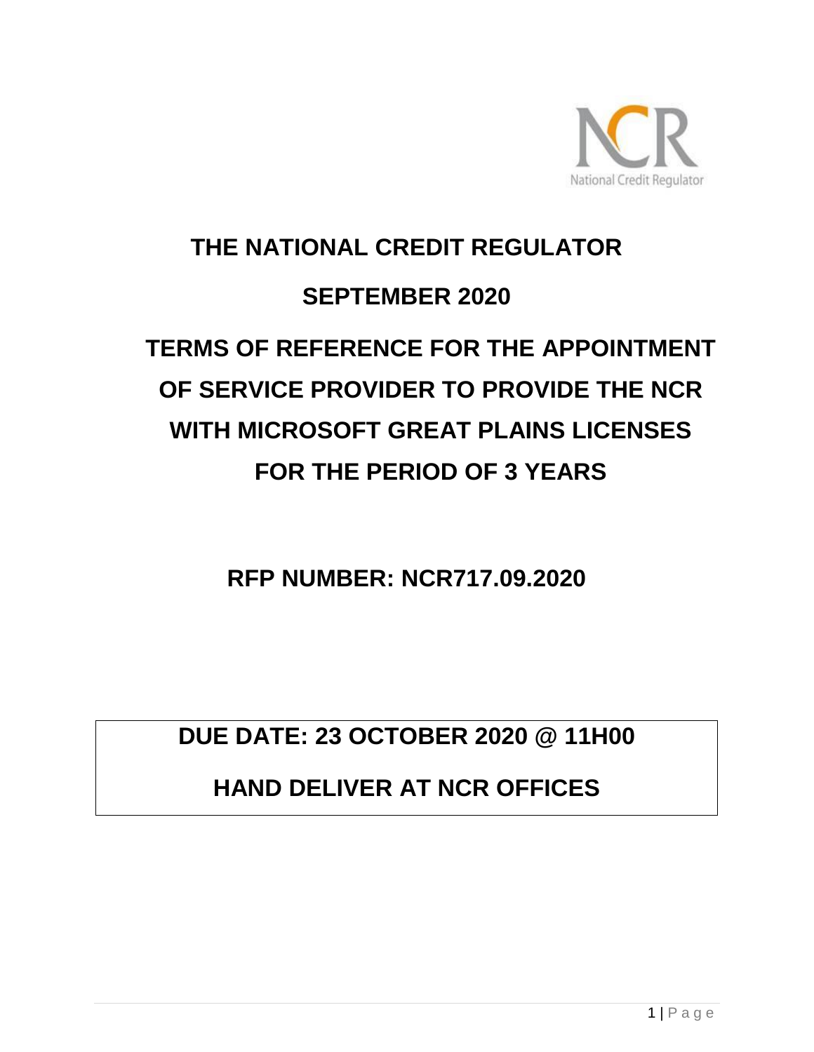NCR

National Credit Regulator

# THE NATIONAL CREDIT REGULATOR

## SEPTEMBER 2020

## TERMS OF REFERENCE FOR THE APPOINTMENT OF SERVICE PROVIDER TO PROVIDE THE NCR WITH MICROSOFT GREAT PLAINS LICENSES FOR THE PERIOD OF 3 YEARS

## RFP NUMBER: NCR717.09.2020

**DUE DATE: 23 OCTOBER 2020 @ 11H00**

**HAND DELIVER AT NCR OFFICES**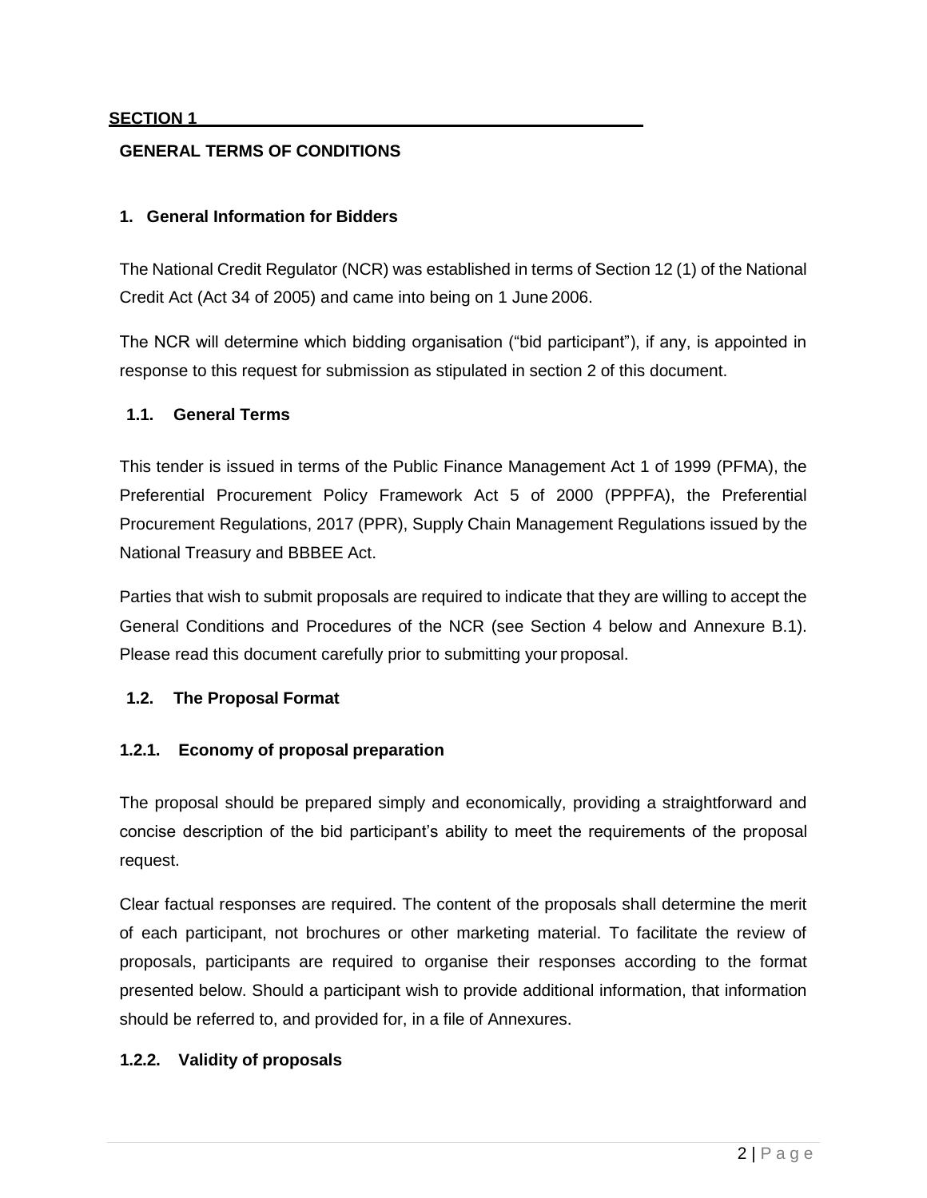**SECTION 1**

## GENERAL TERMS OF CONDITIONS

### 1. General Information for Bidders

The National Credit Regulator (NCR) was established in terms of Section 12 (1) of the National Credit Act (Act 34 of 2005) and came into being on 1 June 2006.

The NCR will determine which bidding organisation ("bid participant"), if any, is appointed in response to this request for submission as stipulated in section 2 of this document.

### 1.1. General Terms

This tender is issued in terms of the Public Finance Management Act 1 of 1999 (PFMA), the Preferential Procurement Policy Framework Act 5 of 2000 (PPPFA), the Preferential Procurement Regulations, 2017 (PPR), Supply Chain Management Regulations issued by the National Treasury and BBBEE Act.

Parties that wish to submit proposals are required to indicate that they are willing to accept the General Conditions and Procedures of the NCR (see Section 4 below and Annexure B.1). Please read this document carefully prior to submitting your proposal.

### 1.2. The Proposal Format

#### 1.2.1. Economy of proposal preparation

The proposal should be prepared simply and economically, providing a straightforward and concise description of the bid participant's ability to meet the requirements of the proposal request.

Clear factual responses are required. The content of the proposals shall determine the merit of each participant, not brochures or other marketing material. To facilitate the review of proposals, participants are required to organise their responses according to the format presented below. Should a participant wish to provide additional information, that information should be referred to, and provided for, in a file of Annexures.

#### 1.2.2. Validity of proposals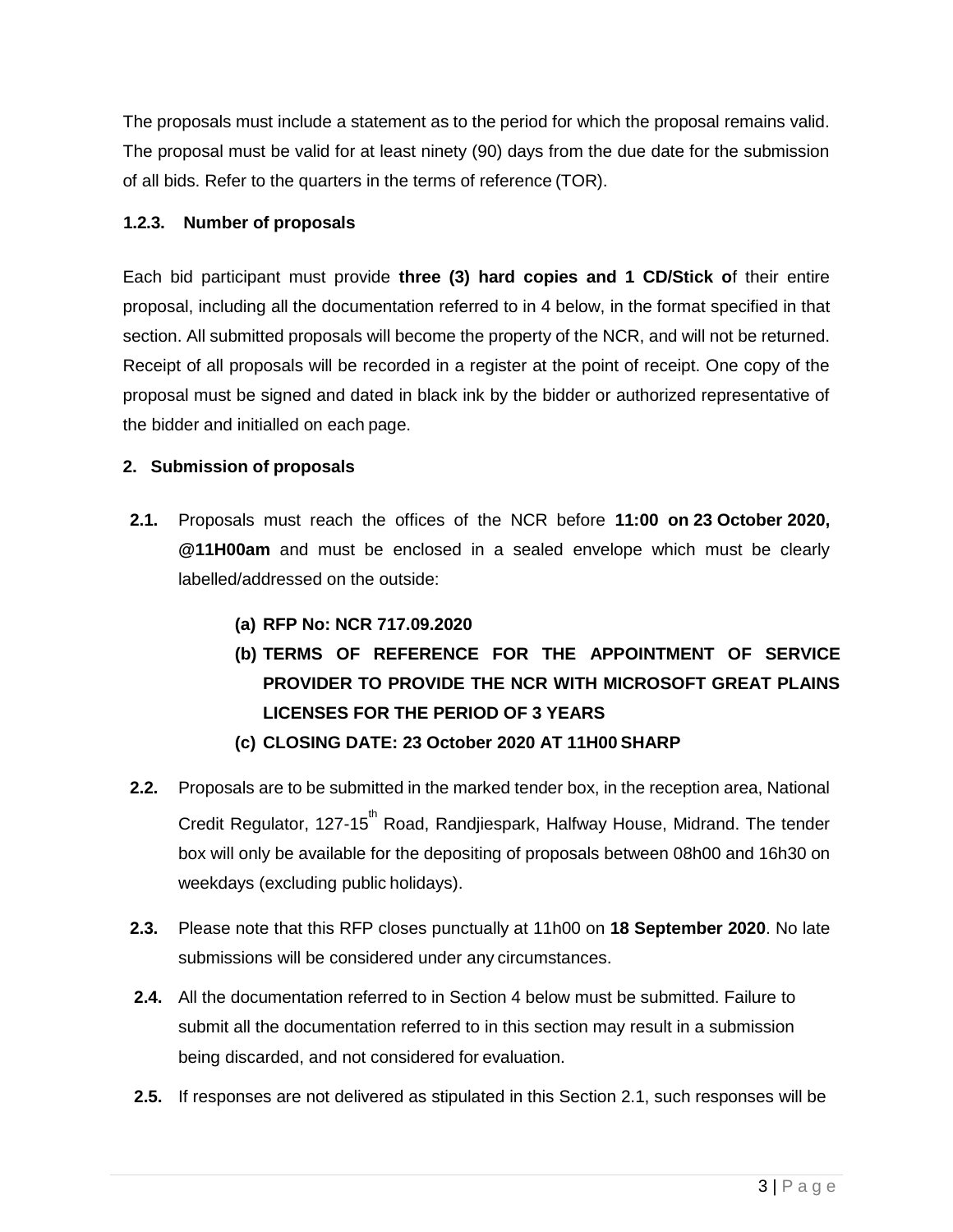The proposals must include a statement as to the period for which the proposal remains valid. The proposal must be valid for at least ninety (90) days from the due date for the submission of all bids. Refer to the quarters in the terms of reference (TOR).

### 1.2.3. Number of proposals

Each bid participant must provide **three (3) hard copies and 1 CD/Stick o**f their entire proposal, including all the documentation referred to in 4 below, in the format specified in that section. All submitted proposals will become the property of the NCR, and will not be returned. Receipt of all proposals will be recorded in a register at the point of receipt. One copy of the proposal must be signed and dated in black ink by the bidder or authorized representative of the bidder and initialled on each page.

## 2. Submission of proposals

**2.1.** Proposals must reach the offices of the NCR before **11:00 on 23 October 2020, @11H00am** and must be enclosed in a sealed envelope which must be clearly labelled/addressed on the outside:

- **(a) RFP No: NCR 717.09.2020**
- **(b) TERMS OF REFERENCE FOR THE APPOINTMENT OF SERVICE PROVIDER TO PROVIDE THE NCR WITH MICROSOFT GREAT PLAINS LICENSES FOR THE PERIOD OF 3 YEARS**
- **(c) CLOSING DATE: 23 October 2020 AT 11H00 SHARP**

**2.2.** Proposals are to be submitted in the marked tender box, in the reception area, National Credit Regulator, 127-15th Road, Randjiespark, Halfway House, Midrand. The tender box will only be available for the depositing of proposals between 08h00 and 16h30 on weekdays (excluding public holidays).

**2.3.** Please note that this RFP closes punctually at 11h00 on **18 September 2020**. No late submissions will be considered under any circumstances.

**2.4.** All the documentation referred to in Section 4 below must be submitted. Failure to submit all the documentation referred to in this section may result in a submission being discarded, and not considered for evaluation.

**2.5.** If responses are not delivered as stipulated in this Section 2.1, such responses will be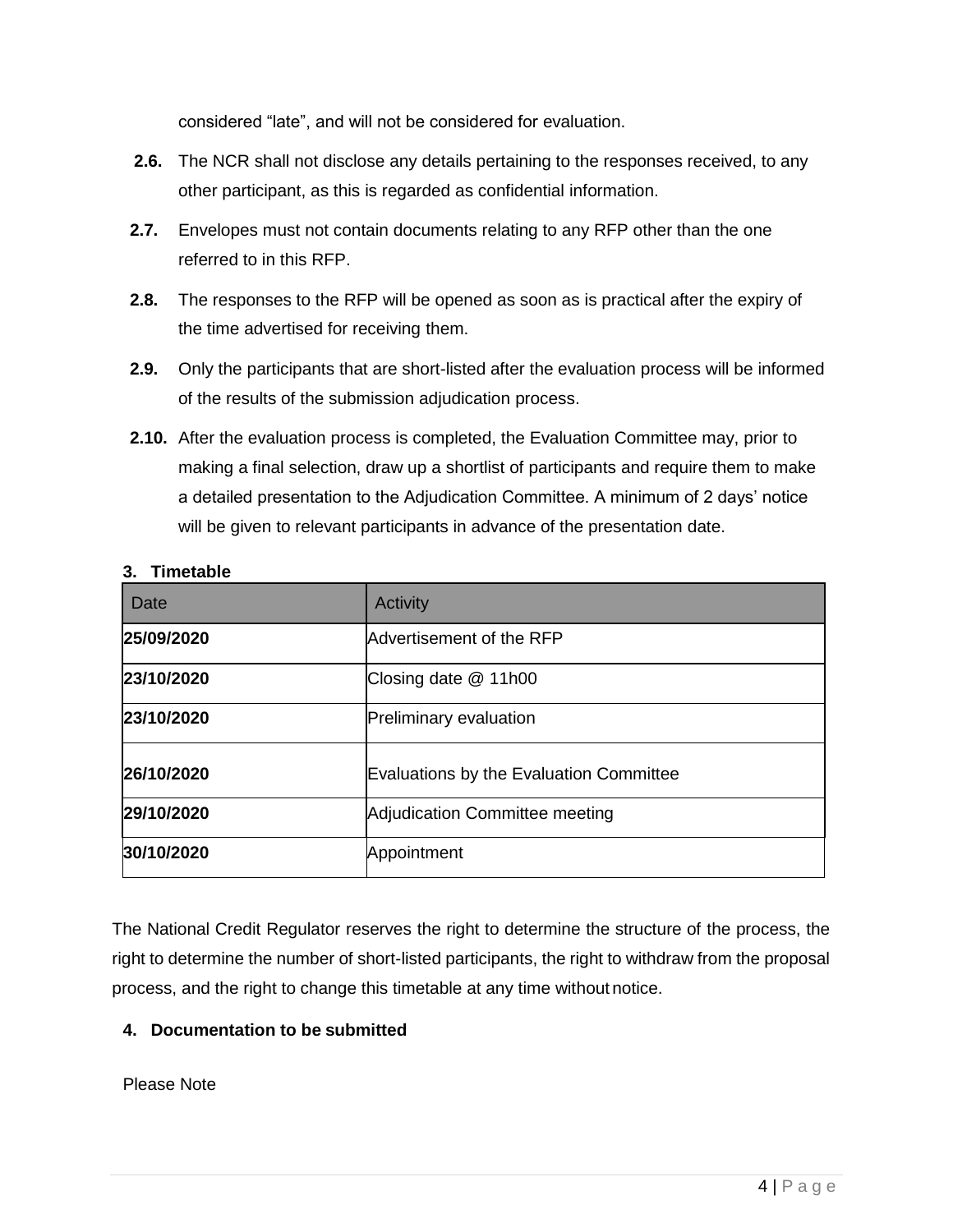considered "late", and will not be considered for evaluation.

**2.6.** The NCR shall not disclose any details pertaining to the responses received, to any other participant, as this is regarded as confidential information.

**2.7.** Envelopes must not contain documents relating to any RFP other than the one referred to in this RFP.

**2.8.** The responses to the RFP will be opened as soon as is practical after the expiry of the time advertised for receiving them.

**2.9.** Only the participants that are short-listed after the evaluation process will be informed of the results of the submission adjudication process.

**2.10.** After the evaluation process is completed, the Evaluation Committee may, prior to making a final selection, draw up a shortlist of participants and require them to make a detailed presentation to the Adjudication Committee. A minimum of 2 days' notice will be given to relevant participants in advance of the presentation date.

## 3. Timetable

| Date | Activity |
|---|---|
| **25/09/2020** | Advertisement of the RFP |
| **23/10/2020** | Closing date @ 11h00 |
| **23/10/2020** | Preliminary evaluation |
| **26/10/2020** | Evaluations by the Evaluation Committee |
| **29/10/2020** | Adjudication Committee meeting |
| **30/10/2020** | Appointment |

The National Credit Regulator reserves the right to determine the structure of the process, the right to determine the number of short-listed participants, the right to withdraw from the proposal process, and the right to change this timetable at any time without notice.

## 4. Documentation to be submitted

Please Note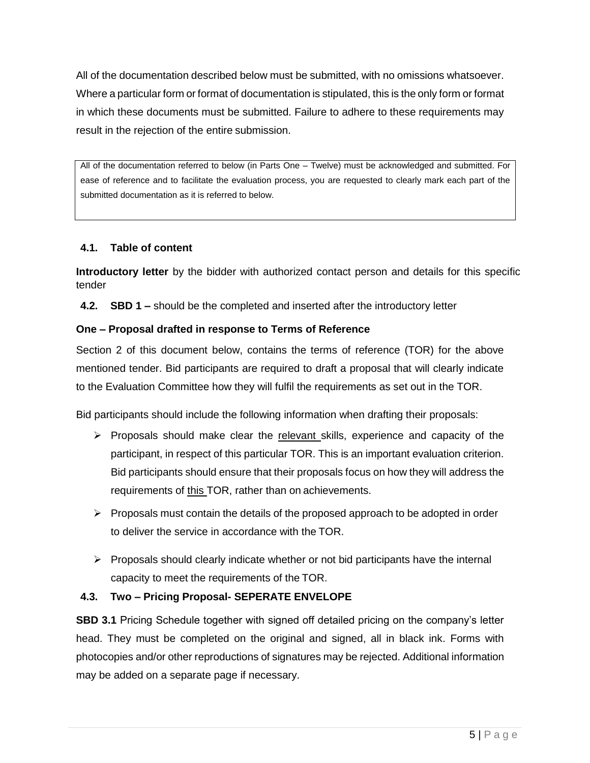All of the documentation described below must be submitted, with no omissions whatsoever. Where a particular form or format of documentation is stipulated, this is the only form or format in which these documents must be submitted. Failure to adhere to these requirements may result in the rejection of the entire submission.

| |
|---|
| All of the documentation referred to below (in Parts One – Twelve) must be acknowledged and submitted. For ease of reference and to facilitate the evaluation process, you are requested to clearly mark each part of the submitted documentation as it is referred to below. |

### 4.1. Table of content

**Introductory letter** by the bidder with authorized contact person and details for this specific tender

**4.2. SBD 1 –** should be the completed and inserted after the introductory letter

**One – Proposal drafted in response to Terms of Reference**

Section 2 of this document below, contains the terms of reference (TOR) for the above mentioned tender. Bid participants are required to draft a proposal that will clearly indicate to the Evaluation Committee how they will fulfil the requirements as set out in the TOR.

Bid participants should include the following information when drafting their proposals:

- Proposals should make clear the relevant skills, experience and capacity of the participant, in respect of this particular TOR. This is an important evaluation criterion. Bid participants should ensure that their proposals focus on how they will address the requirements of this TOR, rather than on achievements.
- Proposals must contain the details of the proposed approach to be adopted in order to deliver the service in accordance with the TOR.
- Proposals should clearly indicate whether or not bid participants have the internal capacity to meet the requirements of the TOR.

### 4.3. Two – Pricing Proposal- SEPERATE ENVELOPE

**SBD 3.1** Pricing Schedule together with signed off detailed pricing on the company's letter head. They must be completed on the original and signed, all in black ink. Forms with photocopies and/or other reproductions of signatures may be rejected. Additional information may be added on a separate page if necessary.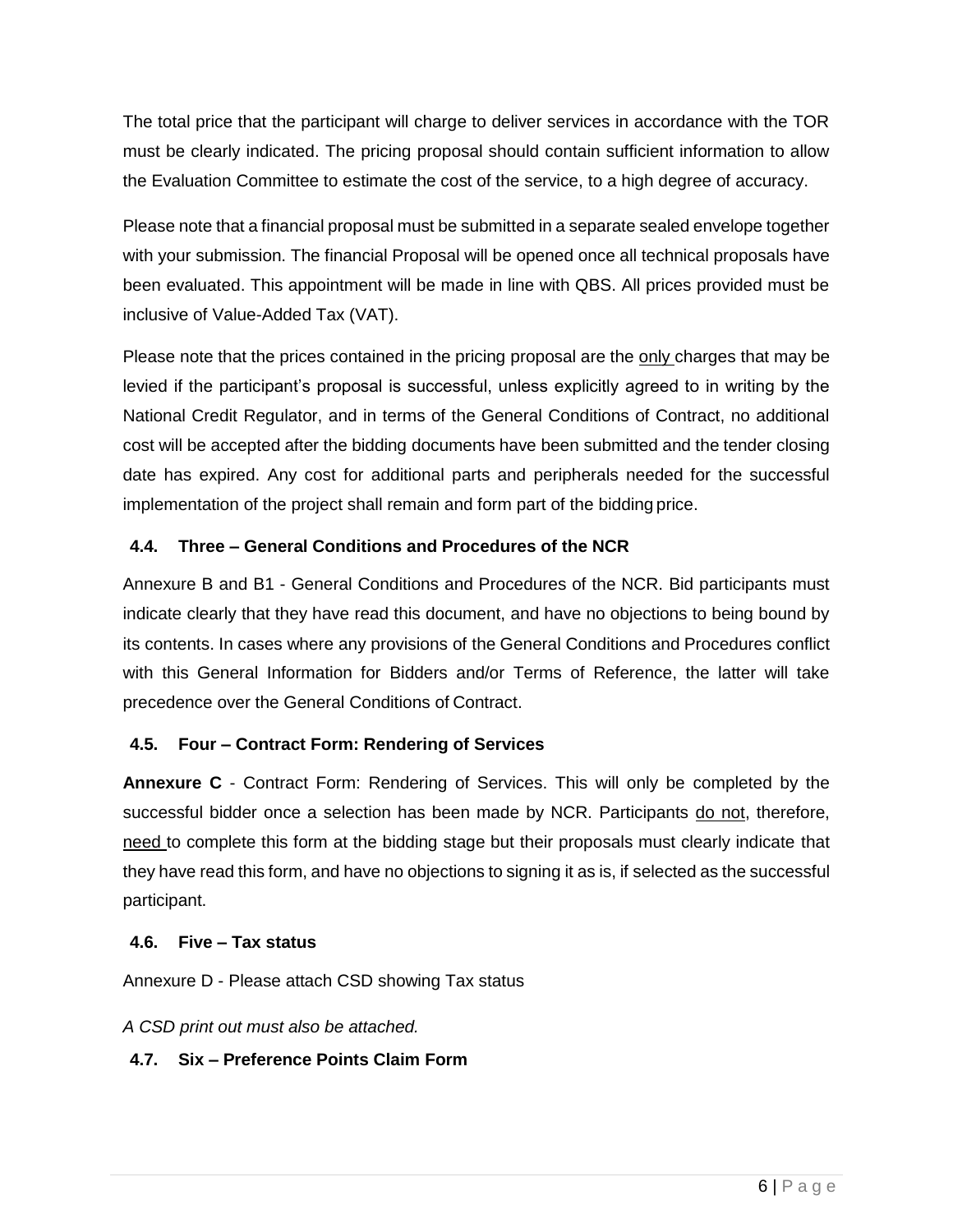The total price that the participant will charge to deliver services in accordance with the TOR must be clearly indicated. The pricing proposal should contain sufficient information to allow the Evaluation Committee to estimate the cost of the service, to a high degree of accuracy.

Please note that a financial proposal must be submitted in a separate sealed envelope together with your submission. The financial Proposal will be opened once all technical proposals have been evaluated. This appointment will be made in line with QBS. All prices provided must be inclusive of Value-Added Tax (VAT).

Please note that the prices contained in the pricing proposal are the <u>only</u> charges that may be levied if the participant's proposal is successful, unless explicitly agreed to in writing by the National Credit Regulator, and in terms of the General Conditions of Contract, no additional cost will be accepted after the bidding documents have been submitted and the tender closing date has expired. Any cost for additional parts and peripherals needed for the successful implementation of the project shall remain and form part of the bidding price.

### 4.4. Three – General Conditions and Procedures of the NCR

Annexure B and B1 - General Conditions and Procedures of the NCR. Bid participants must indicate clearly that they have read this document, and have no objections to being bound by its contents. In cases where any provisions of the General Conditions and Procedures conflict with this General Information for Bidders and/or Terms of Reference, the latter will take precedence over the General Conditions of Contract.

### 4.5. Four – Contract Form: Rendering of Services

**Annexure C** - Contract Form: Rendering of Services. This will only be completed by the successful bidder once a selection has been made by NCR. Participants <u>do not</u>, therefore, <u>need</u> to complete this form at the bidding stage but their proposals must clearly indicate that they have read this form, and have no objections to signing it as is, if selected as the successful participant.

### 4.6. Five – Tax status

Annexure D - Please attach CSD showing Tax status

*A CSD print out must also be attached.*

### 4.7. Six – Preference Points Claim Form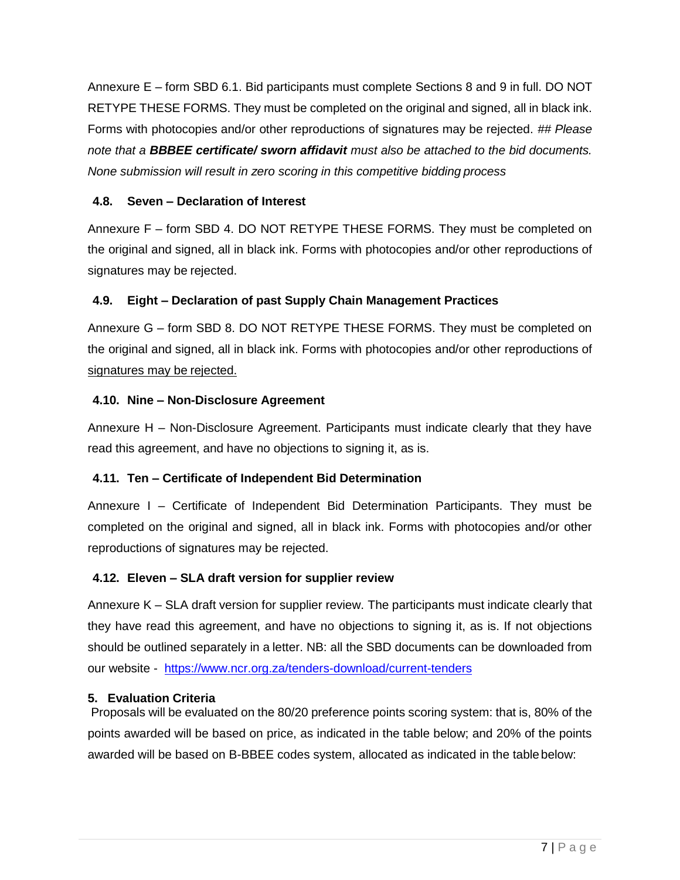Annexure E – form SBD 6.1. Bid participants must complete Sections 8 and 9 in full. DO NOT RETYPE THESE FORMS. They must be completed on the original and signed, all in black ink. Forms with photocopies and/or other reproductions of signatures may be rejected. *## Please note that a **BBBEE certificate/ sworn affidavit** must also be attached to the bid documents. None submission will result in zero scoring in this competitive bidding process*

### 4.8. Seven – Declaration of Interest

Annexure F – form SBD 4. DO NOT RETYPE THESE FORMS. They must be completed on the original and signed, all in black ink. Forms with photocopies and/or other reproductions of signatures may be rejected.

### 4.9. Eight – Declaration of past Supply Chain Management Practices

Annexure G – form SBD 8. DO NOT RETYPE THESE FORMS. They must be completed on the original and signed, all in black ink. Forms with photocopies and/or other reproductions of signatures may be rejected.

### 4.10. Nine – Non-Disclosure Agreement

Annexure H – Non-Disclosure Agreement. Participants must indicate clearly that they have read this agreement, and have no objections to signing it, as is.

### 4.11. Ten – Certificate of Independent Bid Determination

Annexure I – Certificate of Independent Bid Determination Participants. They must be completed on the original and signed, all in black ink. Forms with photocopies and/or other reproductions of signatures may be rejected.

### 4.12. Eleven – SLA draft version for supplier review

Annexure K – SLA draft version for supplier review. The participants must indicate clearly that they have read this agreement, and have no objections to signing it, as is. If not objections should be outlined separately in a letter. NB: all the SBD documents can be downloaded from our website - https://www.ncr.org.za/tenders-download/current-tenders

## 5. Evaluation Criteria

Proposals will be evaluated on the 80/20 preference points scoring system: that is, 80% of the points awarded will be based on price, as indicated in the table below; and 20% of the points awarded will be based on B-BBEE codes system, allocated as indicated in the table below: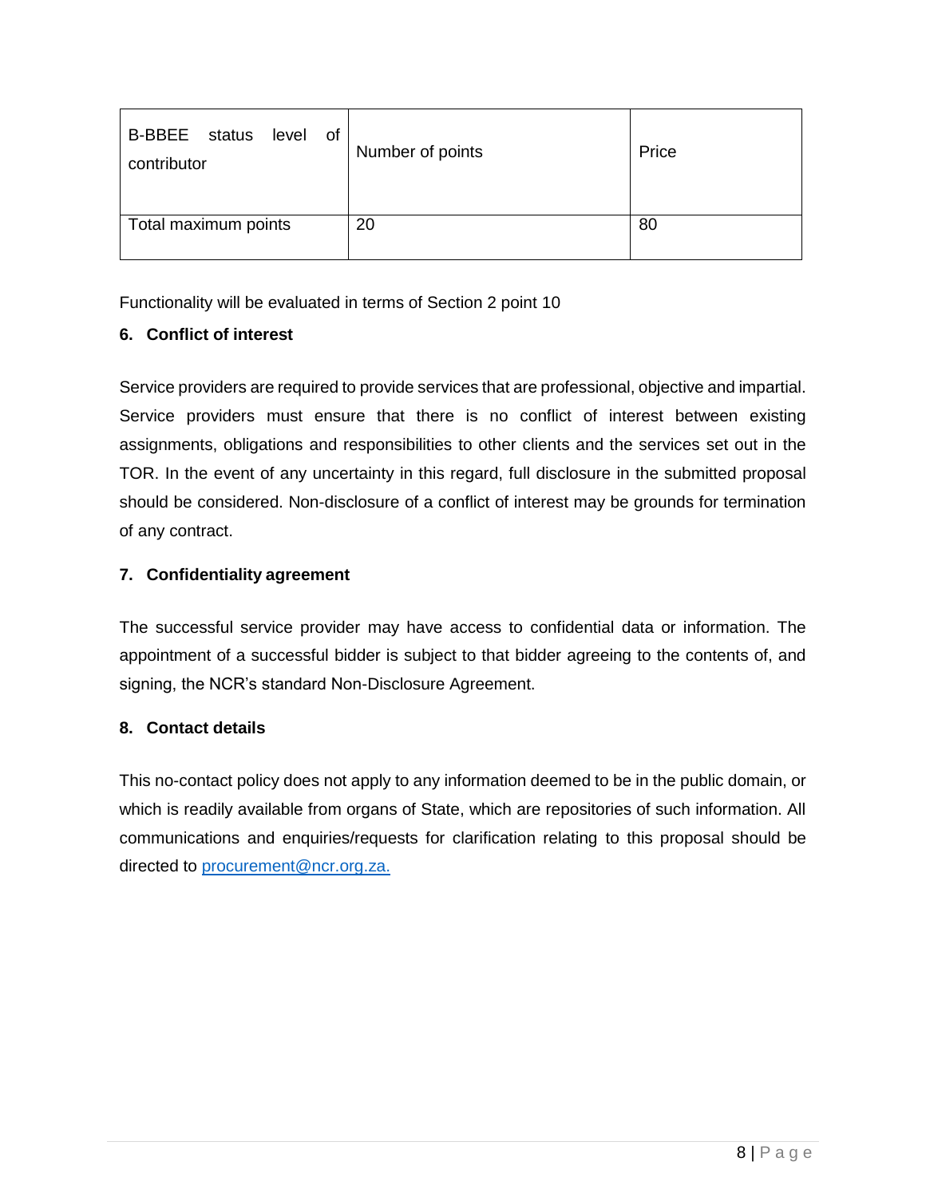| B-BBEE status level of contributor | Number of points | Price |
|---|---|---|
| Total maximum points | 20 | 80 |

Functionality will be evaluated in terms of Section 2 point 10

**6. Conflict of interest**

Service providers are required to provide services that are professional, objective and impartial. Service providers must ensure that there is no conflict of interest between existing assignments, obligations and responsibilities to other clients and the services set out in the TOR. In the event of any uncertainty in this regard, full disclosure in the submitted proposal should be considered. Non-disclosure of a conflict of interest may be grounds for termination of any contract.

**7. Confidentiality agreement**

The successful service provider may have access to confidential data or information. The appointment of a successful bidder is subject to that bidder agreeing to the contents of, and signing, the NCR's standard Non-Disclosure Agreement.

**8. Contact details**

This no-contact policy does not apply to any information deemed to be in the public domain, or which is readily available from organs of State, which are repositories of such information. All communications and enquiries/requests for clarification relating to this proposal should be directed to procurement@ncr.org.za.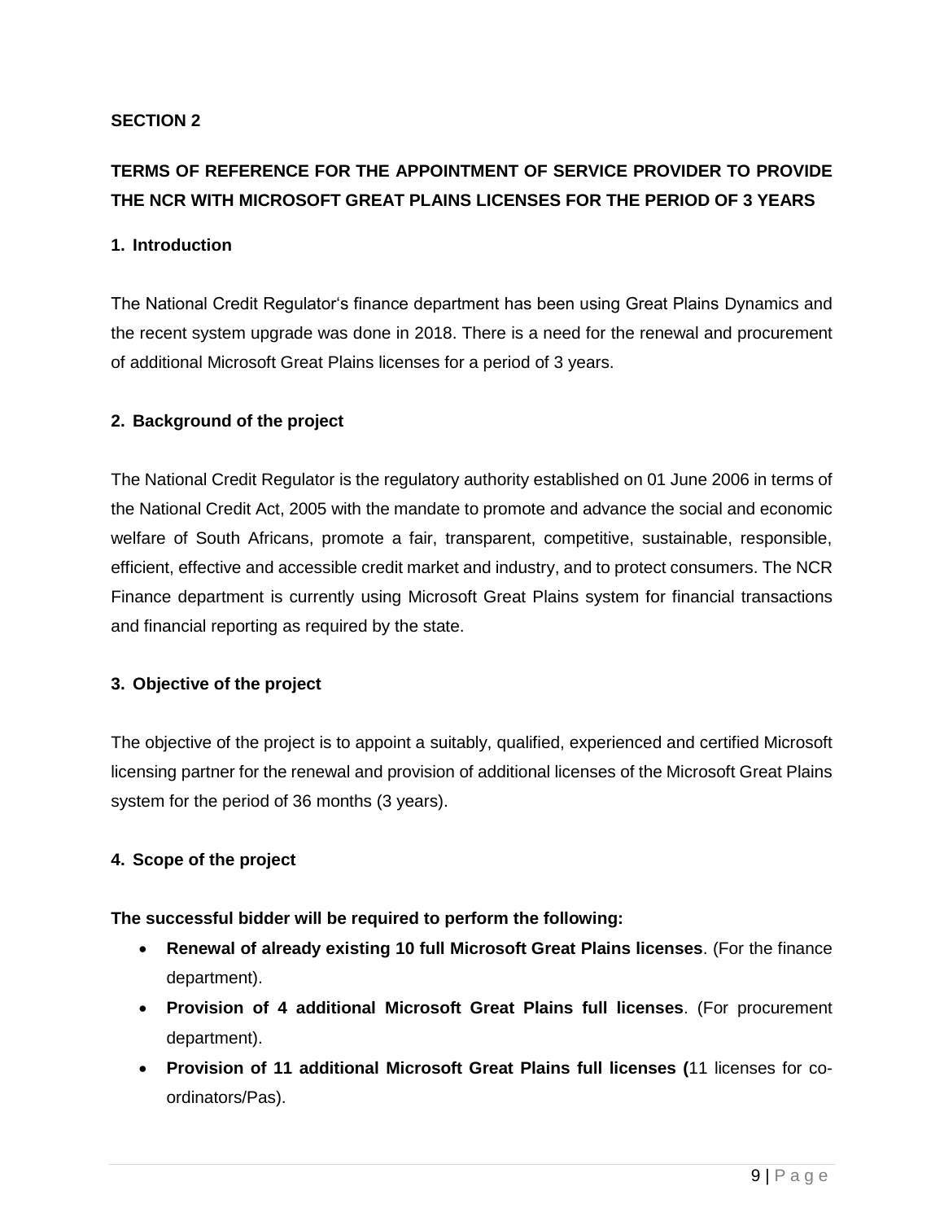**SECTION 2**

## TERMS OF REFERENCE FOR THE APPOINTMENT OF SERVICE PROVIDER TO PROVIDE THE NCR WITH MICROSOFT GREAT PLAINS LICENSES FOR THE PERIOD OF 3 YEARS

### 1. Introduction

The National Credit Regulator's finance department has been using Great Plains Dynamics and the recent system upgrade was done in 2018. There is a need for the renewal and procurement of additional Microsoft Great Plains licenses for a period of 3 years.

### 2. Background of the project

The National Credit Regulator is the regulatory authority established on 01 June 2006 in terms of the National Credit Act, 2005 with the mandate to promote and advance the social and economic welfare of South Africans, promote a fair, transparent, competitive, sustainable, responsible, efficient, effective and accessible credit market and industry, and to protect consumers. The NCR Finance department is currently using Microsoft Great Plains system for financial transactions and financial reporting as required by the state.

### 3. Objective of the project

The objective of the project is to appoint a suitably, qualified, experienced and certified Microsoft licensing partner for the renewal and provision of additional licenses of the Microsoft Great Plains system for the period of 36 months (3 years).

### 4. Scope of the project

**The successful bidder will be required to perform the following:**

- **Renewal of already existing 10 full Microsoft Great Plains licenses**. (For the finance department).
- **Provision of 4 additional Microsoft Great Plains full licenses**. (For procurement department).
- **Provision of 11 additional Microsoft Great Plains full licenses (**11 licenses for co-ordinators/Pas).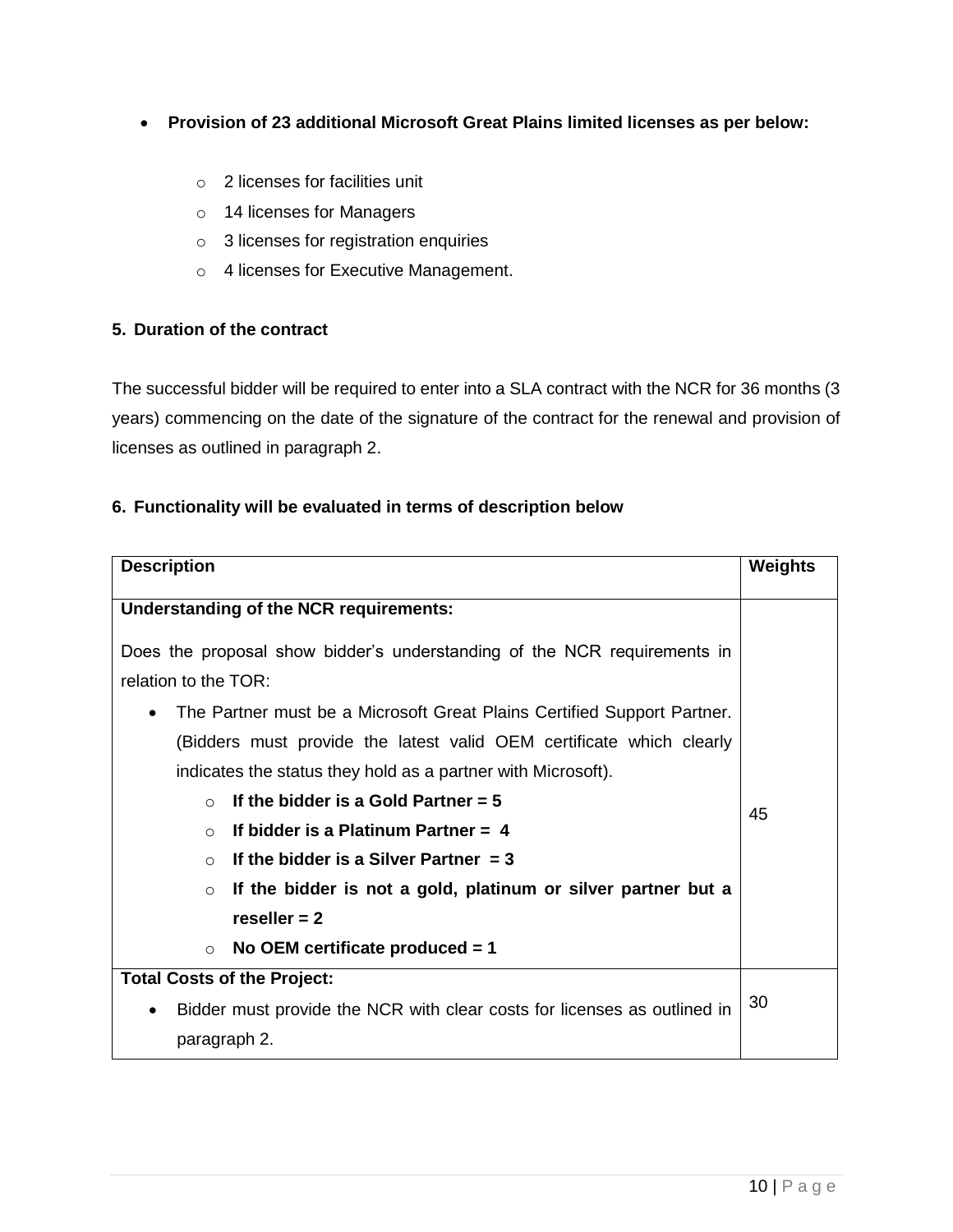- **Provision of 23 additional Microsoft Great Plains limited licenses as per below:**

  - 2 licenses for facilities unit
  - 14 licenses for Managers
  - 3 licenses for registration enquiries
  - 4 licenses for Executive Management.

**5. Duration of the contract**

The successful bidder will be required to enter into a SLA contract with the NCR for 36 months (3 years) commencing on the date of the signature of the contract for the renewal and provision of licenses as outlined in paragraph 2.

**6. Functionality will be evaluated in terms of description below**

| **Description** | **Weights** |
|---|---|
| **Understanding of the NCR requirements:**<br><br>Does the proposal show bidder's understanding of the NCR requirements in relation to the TOR:<br>• The Partner must be a Microsoft Great Plains Certified Support Partner. (Bidders must provide the latest valid OEM certificate which clearly indicates the status they hold as a partner with Microsoft).<br>  ○ **If the bidder is a Gold Partner = 5**<br>  ○ **If bidder is a Platinum Partner = 4**<br>  ○ **If the bidder is a Silver Partner = 3**<br>  ○ **If the bidder is not a gold, platinum or silver partner but a reseller = 2**<br>  ○ **No OEM certificate produced = 1** | 45 |
| **Total Costs of the Project:**<br>• Bidder must provide the NCR with clear costs for licenses as outlined in paragraph 2. | 30 |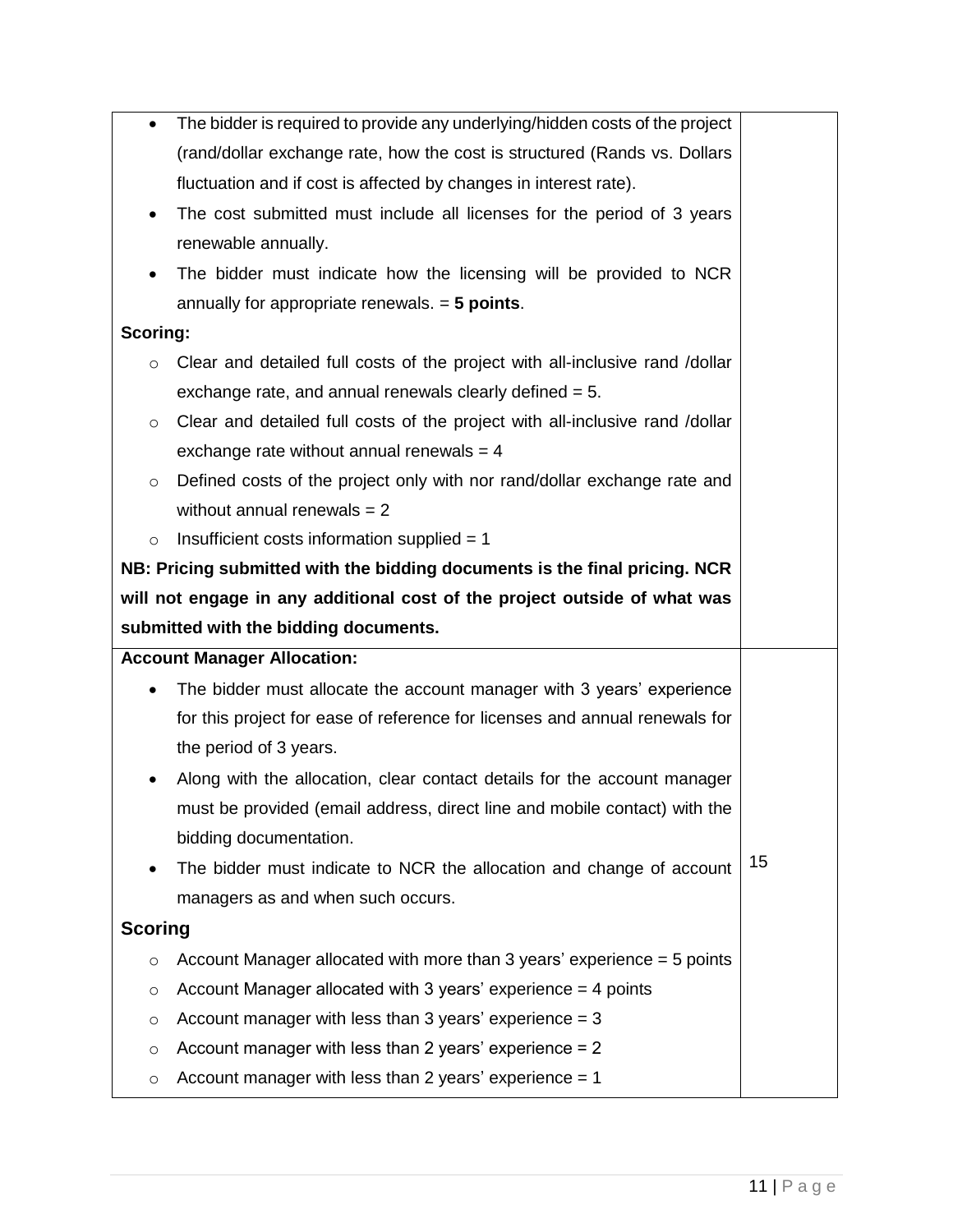| | |
|---|---|
| <ul><li>The bidder is required to provide any underlying/hidden costs of the project (rand/dollar exchange rate, how the cost is structured (Rands vs. Dollars fluctuation and if cost is affected by changes in interest rate).</li><li>The cost submitted must include all licenses for the period of 3 years renewable annually.</li><li>The bidder must indicate how the licensing will be provided to NCR annually for appropriate renewals. = **5 points**.</li></ul>**Scoring:**<ul><li>Clear and detailed full costs of the project with all-inclusive rand /dollar exchange rate, and annual renewals clearly defined = 5.</li><li>Clear and detailed full costs of the project with all-inclusive rand /dollar exchange rate without annual renewals = 4</li><li>Defined costs of the project only with nor rand/dollar exchange rate and without annual renewals = 2</li><li>Insufficient costs information supplied = 1</li></ul>**NB: Pricing submitted with the bidding documents is the final pricing. NCR will not engage in any additional cost of the project outside of what was submitted with the bidding documents.** | |
| **Account Manager Allocation:**<ul><li>The bidder must allocate the account manager with 3 years' experience for this project for ease of reference for licenses and annual renewals for the period of 3 years.</li><li>Along with the allocation, clear contact details for the account manager must be provided (email address, direct line and mobile contact) with the bidding documentation.</li><li>The bidder must indicate to NCR the allocation and change of account managers as and when such occurs.</li></ul>**Scoring**<ul><li>Account Manager allocated with more than 3 years' experience = 5 points</li><li>Account Manager allocated with 3 years' experience = 4 points</li><li>Account manager with less than 3 years' experience = 3</li><li>Account manager with less than 2 years' experience = 2</li><li>Account manager with less than 2 years' experience = 1</li></ul> | 15 |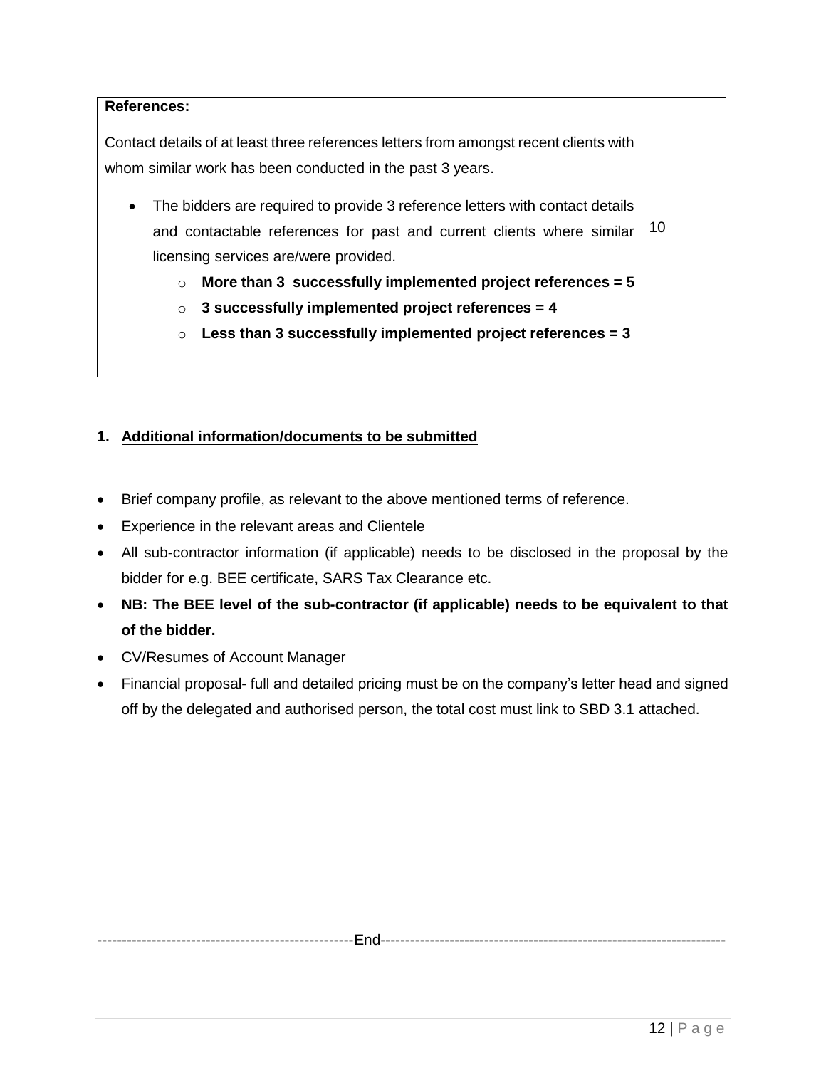| | |
|---|---|
| **References:**<br><br>Contact details of at least three references letters from amongst recent clients with whom similar work has been conducted in the past 3 years.<br><br>• The bidders are required to provide 3 reference letters with contact details and contactable references for past and current clients where similar licensing services are/were provided.<br>　○ **More than 3 successfully implemented project references = 5**<br>　○ **3 successfully implemented project references = 4**<br>　○ **Less than 3 successfully implemented project references = 3** | 10 |

1. **Additional information/documents to be submitted**

- Brief company profile, as relevant to the above mentioned terms of reference.
- Experience in the relevant areas and Clientele
- All sub-contractor information (if applicable) needs to be disclosed in the proposal by the bidder for e.g. BEE certificate, SARS Tax Clearance etc.
- **NB: The BEE level of the sub-contractor (if applicable) needs to be equivalent to that of the bidder.**
- CV/Resumes of Account Manager
- Financial proposal- full and detailed pricing must be on the company's letter head and signed off by the delegated and authorised person, the total cost must link to SBD 3.1 attached.

---------------------------------------------------End---------------------------------------------------------------------